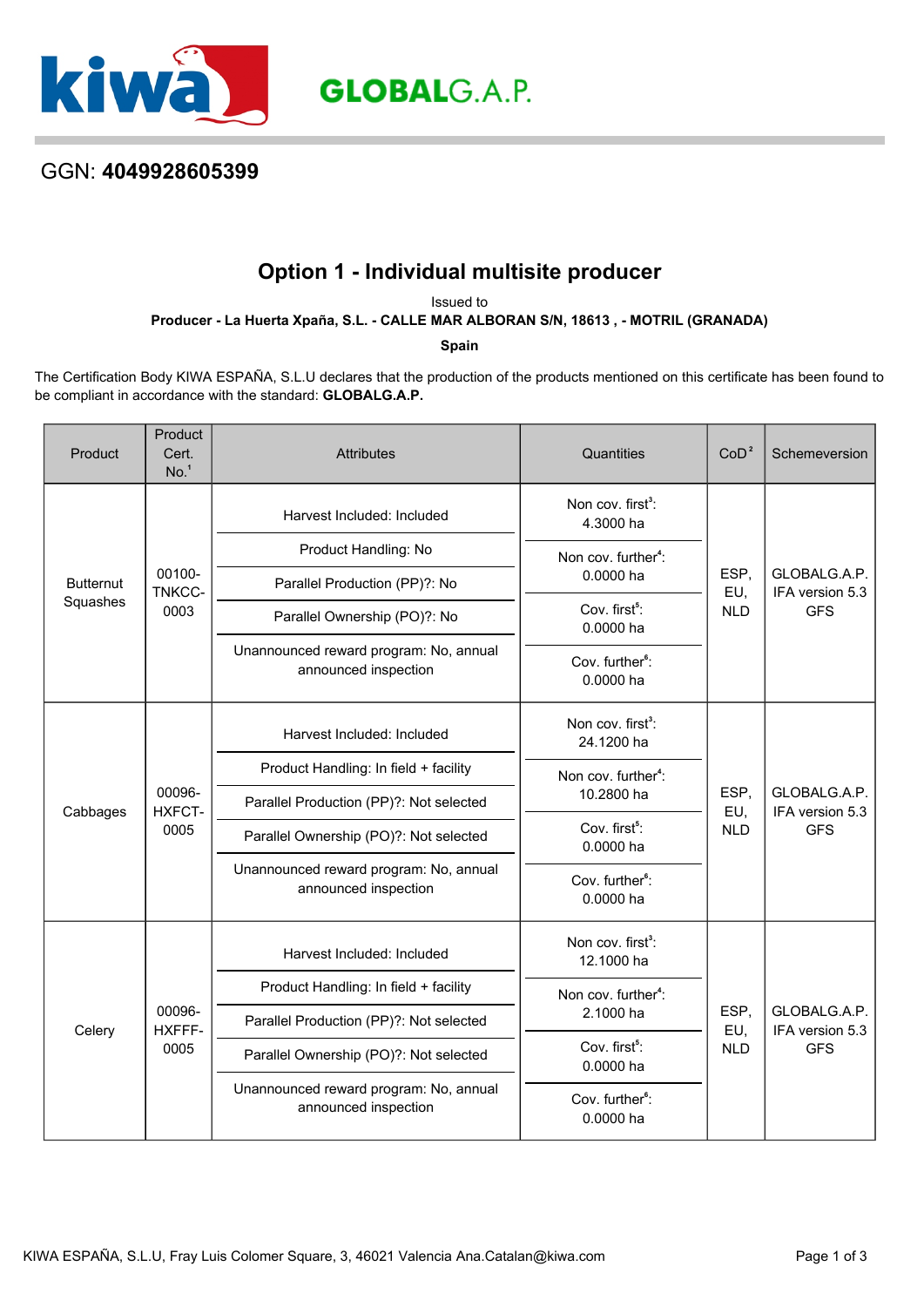kiwa GLOBALG.A.P.

GGN: **4049928605399**

# Option 1 - Individual multisite producer

Issued to

**Producer - La Huerta Xpaña, S.L. - CALLE MAR ALBORAN S/N, 18613 , - MOTRIL (GRANADA)**

**Spain**

The Certification Body KIWA ESPAÑA, S.L.U declares that the production of the products mentioned on this certificate has been found to be compliant in accordance with the standard: **GLOBALG.A.P.**

| Product | Product Cert. No.[1] | Attributes | Quantities | CoD[2] | Schemeversion |
|---|---|---|---|---|---|
| Butternut Squashes | 00100-TNKCC-0003 | Harvest Included: Included<br>Product Handling: No<br>Parallel Production (PP)?: No<br>Parallel Ownership (PO)?: No<br>Unannounced reward program: No, annual announced inspection | Non cov. first[3]: 4.3000 ha<br>Non cov. further[4]: 0.0000 ha<br>Cov. first[5]: 0.0000 ha<br>Cov. further[6]: 0.0000 ha | ESP, EU, NLD | GLOBALG.A.P. IFA version 5.3 GFS |
| Cabbages | 00096-HXFCT-0005 | Harvest Included: Included<br>Product Handling: In field + facility<br>Parallel Production (PP)?: Not selected<br>Parallel Ownership (PO)?: Not selected<br>Unannounced reward program: No, annual announced inspection | Non cov. first[3]: 24.1200 ha<br>Non cov. further[4]: 10.2800 ha<br>Cov. first[5]: 0.0000 ha<br>Cov. further[6]: 0.0000 ha | ESP, EU, NLD | GLOBALG.A.P. IFA version 5.3 GFS |
| Celery | 00096-HXFFF-0005 | Harvest Included: Included<br>Product Handling: In field + facility<br>Parallel Production (PP)?: Not selected<br>Parallel Ownership (PO)?: Not selected<br>Unannounced reward program: No, annual announced inspection | Non cov. first[3]: 12.1000 ha<br>Non cov. further[4]: 2.1000 ha<br>Cov. first[5]: 0.0000 ha<br>Cov. further[6]: 0.0000 ha | ESP, EU, NLD | GLOBALG.A.P. IFA version 5.3 GFS |

KIWA ESPAÑA, S.L.U, Fray Luis Colomer Square, 3, 46021 Valencia Ana.Catalan@kiwa.com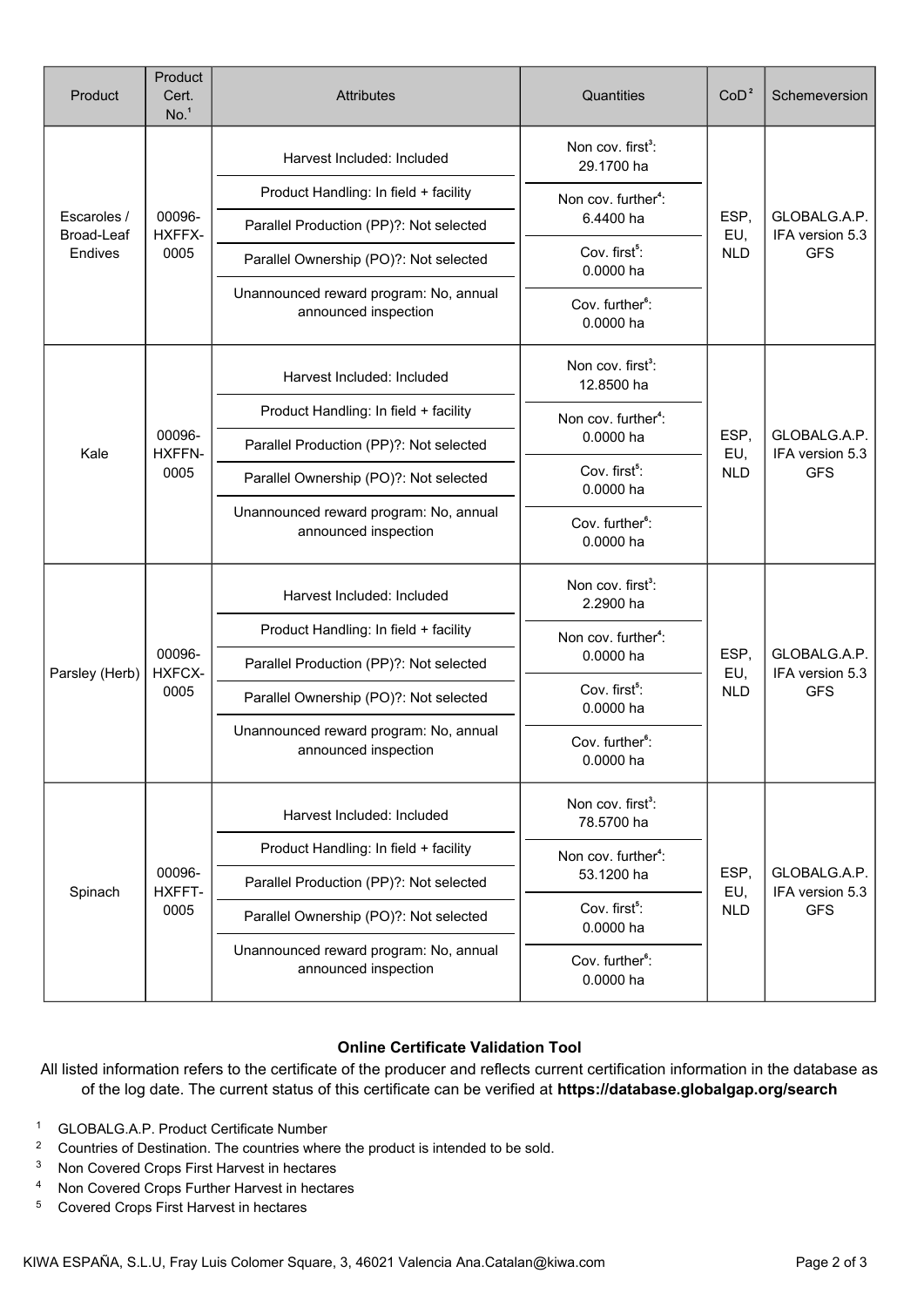| Product | Product Cert. No.[1] | Attributes | Quantities | CoD[2] | Schemeversion |
|---|---|---|---|---|---|
| Escaroles / Broad-Leaf Endives | 00096-HXFFX-0005 | Harvest Included: Included<br>Product Handling: In field + facility<br>Parallel Production (PP)?: Not selected<br>Parallel Ownership (PO)?: Not selected<br>Unannounced reward program: No, annual announced inspection | Non cov. first[3]: 29.1700 ha<br>Non cov. further[4]: 6.4400 ha<br>Cov. first[5]: 0.0000 ha<br>Cov. further[6]: 0.0000 ha | ESP, EU, NLD | GLOBALG.A.P. IFA version 5.3 GFS |
| Kale | 00096-HXFFN-0005 | Harvest Included: Included<br>Product Handling: In field + facility<br>Parallel Production (PP)?: Not selected<br>Parallel Ownership (PO)?: Not selected<br>Unannounced reward program: No, annual announced inspection | Non cov. first[3]: 12.8500 ha<br>Non cov. further[4]: 0.0000 ha<br>Cov. first[5]: 0.0000 ha<br>Cov. further[6]: 0.0000 ha | ESP, EU, NLD | GLOBALG.A.P. IFA version 5.3 GFS |
| Parsley (Herb) | 00096-HXFCX-0005 | Harvest Included: Included<br>Product Handling: In field + facility<br>Parallel Production (PP)?: Not selected<br>Parallel Ownership (PO)?: Not selected<br>Unannounced reward program: No, annual announced inspection | Non cov. first[3]: 2.2900 ha<br>Non cov. further[4]: 0.0000 ha<br>Cov. first[5]: 0.0000 ha<br>Cov. further[6]: 0.0000 ha | ESP, EU, NLD | GLOBALG.A.P. IFA version 5.3 GFS |
| Spinach | 00096-HXFFT-0005 | Harvest Included: Included<br>Product Handling: In field + facility<br>Parallel Production (PP)?: Not selected<br>Parallel Ownership (PO)?: Not selected<br>Unannounced reward program: No, annual announced inspection | Non cov. first[3]: 78.5700 ha<br>Non cov. further[4]: 53.1200 ha<br>Cov. first[5]: 0.0000 ha<br>Cov. further[6]: 0.0000 ha | ESP, EU, NLD | GLOBALG.A.P. IFA version 5.3 GFS |

**Online Certificate Validation Tool**

All listed information refers to the certificate of the producer and reflects current certification information in the database as of the log date. The current status of this certificate can be verified at **https://database.globalgap.org/search**

[1] GLOBALG.A.P. Product Certificate Number
[2] Countries of Destination. The countries where the product is intended to be sold.
[3] Non Covered Crops First Harvest in hectares
[4] Non Covered Crops Further Harvest in hectares
[5] Covered Crops First Harvest in hectares

KIWA ESPAÑA, S.L.U, Fray Luis Colomer Square, 3, 46021 Valencia Ana.Catalan@kiwa.com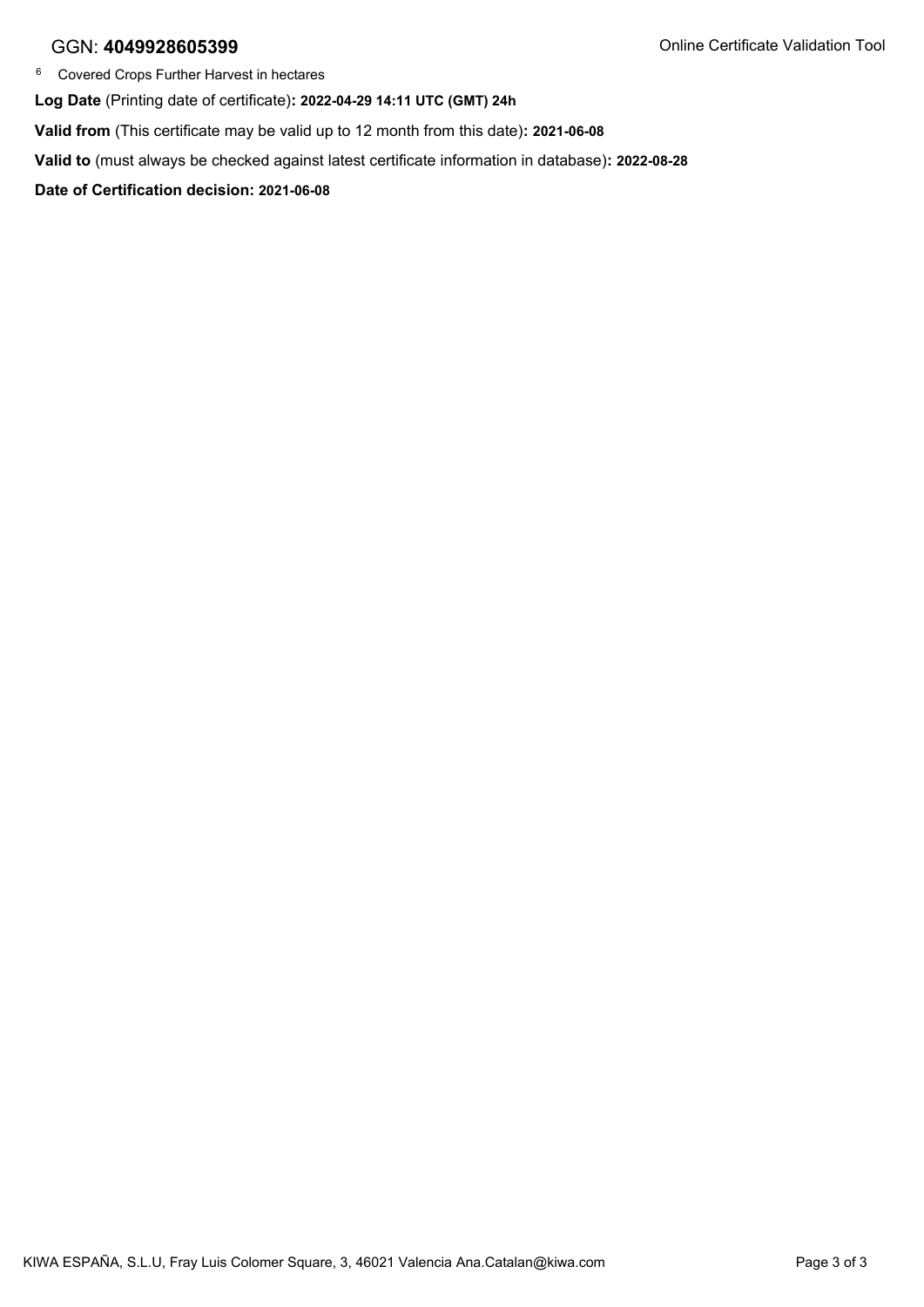[6] Covered Crops Further Harvest in hectares

**Log Date** (Printing date of certificate)**: 2022-04-29 14:11 UTC (GMT) 24h**

**Valid from** (This certificate may be valid up to 12 month from this date)**: 2021-06-08**

**Valid to** (must always be checked against latest certificate information in database)**: 2022-08-28**

**Date of Certification decision: 2021-06-08**